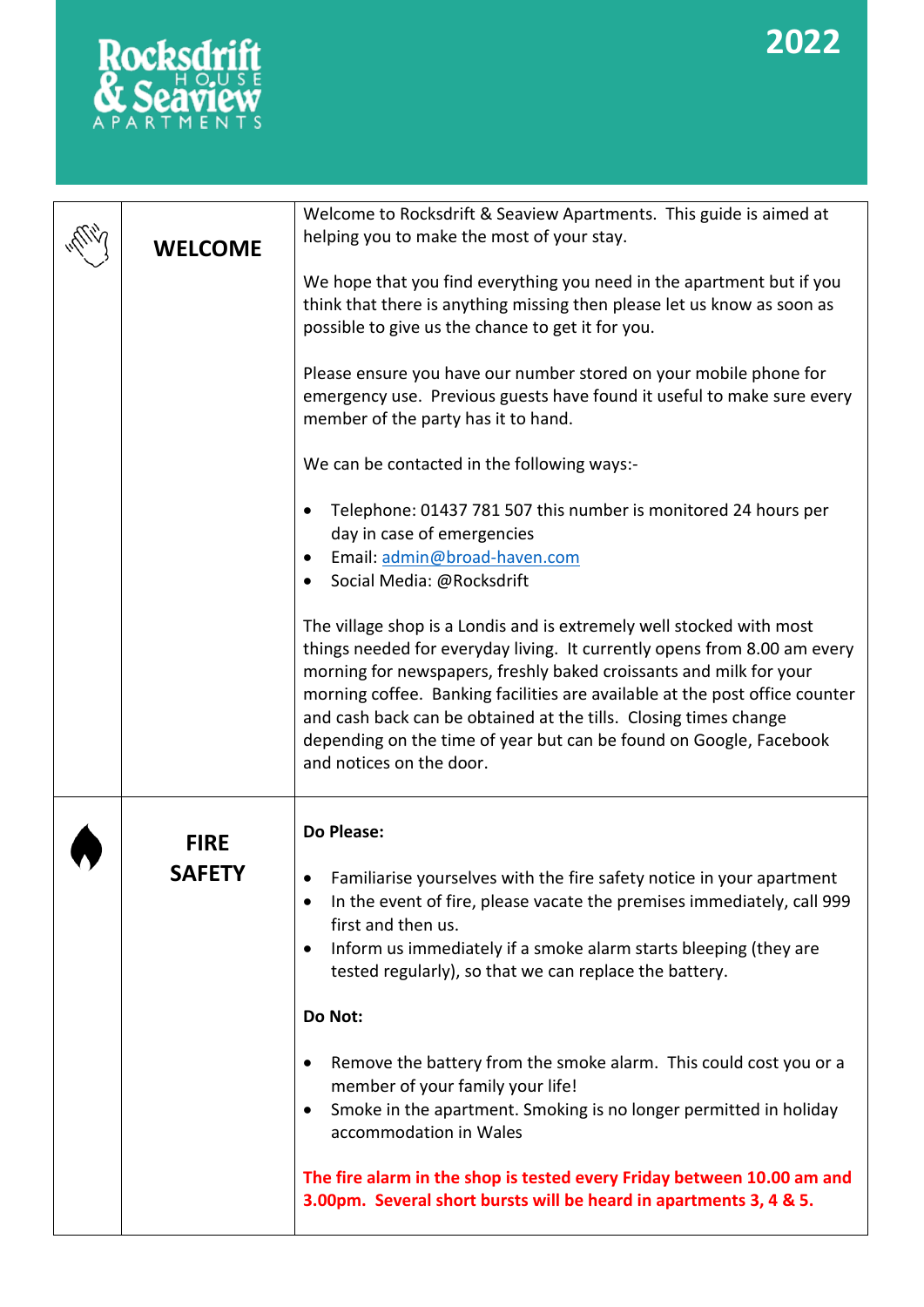# Rocksdrift House & Seaview Apartments

**2022**

## WELCOME

Welcome to Rocksdrift & Seaview Apartments. This guide is aimed at helping you to make the most of your stay.

We hope that you find everything you need in the apartment but if you think that there is anything missing then please let us know as soon as possible to give us the chance to get it for you.

Please ensure you have our number stored on your mobile phone for emergency use. Previous guests have found it useful to make sure every member of the party has it to hand.

We can be contacted in the following ways:-

- Telephone: 01437 781 507 this number is monitored 24 hours per day in case of emergencies
- Email: admin@broad-haven.com
- Social Media: @Rocksdrift

The village shop is a Londis and is extremely well stocked with most things needed for everyday living. It currently opens from 8.00 am every morning for newspapers, freshly baked croissants and milk for your morning coffee. Banking facilities are available at the post office counter and cash back can be obtained at the tills. Closing times change depending on the time of year but can be found on Google, Facebook and notices on the door.

## FIRE SAFETY

**Do Please:**

- Familiarise yourselves with the fire safety notice in your apartment
- In the event of fire, please vacate the premises immediately, call 999 first and then us.
- Inform us immediately if a smoke alarm starts bleeping (they are tested regularly), so that we can replace the battery.

**Do Not:**

- Remove the battery from the smoke alarm. This could cost you or a member of your family your life!
- Smoke in the apartment. Smoking is no longer permitted in holiday accommodation in Wales

**The fire alarm in the shop is tested every Friday between 10.00 am and 3.00pm. Several short bursts will be heard in apartments 3, 4 & 5.**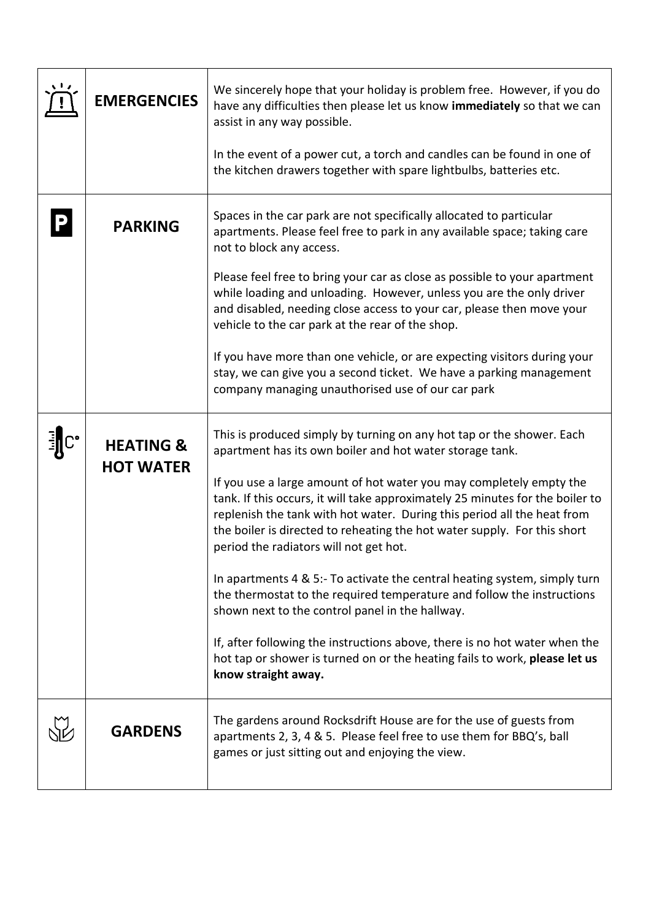| | | |
|---|---|---|
| | **EMERGENCIES** | We sincerely hope that your holiday is problem free. However, if you do have any difficulties then please let us know **immediately** so that we can assist in any way possible.<br><br>In the event of a power cut, a torch and candles can be found in one of the kitchen drawers together with spare lightbulbs, batteries etc. |
| | **PARKING** | Spaces in the car park are not specifically allocated to particular apartments. Please feel free to park in any available space; taking care not to block any access.<br><br>Please feel free to bring your car as close as possible to your apartment while loading and unloading. However, unless you are the only driver and disabled, needing close access to your car, please then move your vehicle to the car park at the rear of the shop.<br><br>If you have more than one vehicle, or are expecting visitors during your stay, we can give you a second ticket. We have a parking management company managing unauthorised use of our car park |
| | **HEATING & HOT WATER** | This is produced simply by turning on any hot tap or the shower. Each apartment has its own boiler and hot water storage tank.<br><br>If you use a large amount of hot water you may completely empty the tank. If this occurs, it will take approximately 25 minutes for the boiler to replenish the tank with hot water. During this period all the heat from the boiler is directed to reheating the hot water supply. For this short period the radiators will not get hot.<br><br>In apartments 4 & 5:- To activate the central heating system, simply turn the thermostat to the required temperature and follow the instructions shown next to the control panel in the hallway.<br><br>If, after following the instructions above, there is no hot water when the hot tap or shower is turned on or the heating fails to work, **please let us know straight away.** |
| | **GARDENS** | The gardens around Rocksdrift House are for the use of guests from apartments 2, 3, 4 & 5. Please feel free to use them for BBQ's, ball games or just sitting out and enjoying the view. |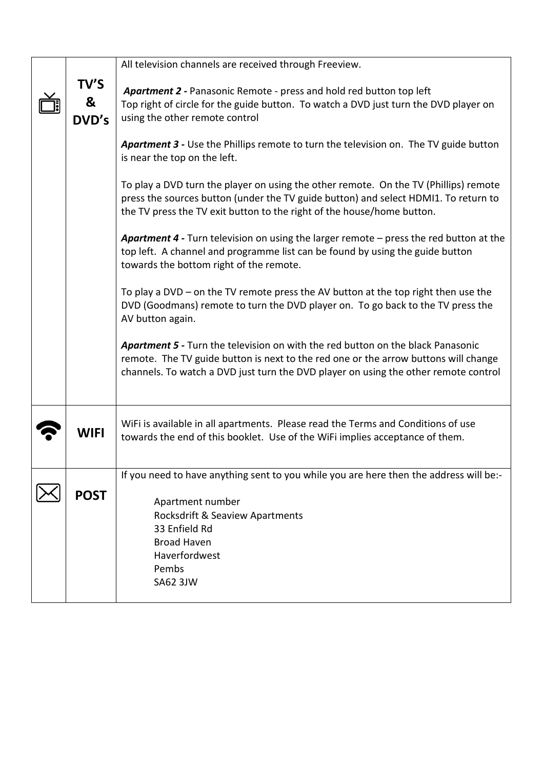| | | |
|---|---|---|
| | **TV'S & DVD's** | All television channels are received through Freeview.<br><br>***Apartment 2 -*** Panasonic Remote - press and hold red button top left<br>Top right of circle for the guide button. To watch a DVD just turn the DVD player on using the other remote control<br><br>***Apartment 3 -*** Use the Phillips remote to turn the television on. The TV guide button is near the top on the left.<br><br>To play a DVD turn the player on using the other remote. On the TV (Phillips) remote press the sources button (under the TV guide button) and select HDMI1. To return to the TV press the TV exit button to the right of the house/home button.<br><br>***Apartment 4 -*** Turn television on using the larger remote – press the red button at the top left. A channel and programme list can be found by using the guide button towards the bottom right of the remote.<br><br>To play a DVD – on the TV remote press the AV button at the top right then use the DVD (Goodmans) remote to turn the DVD player on. To go back to the TV press the AV button again.<br><br>***Apartment 5 -*** Turn the television on with the red button on the black Panasonic remote. The TV guide button is next to the red one or the arrow buttons will change channels. To watch a DVD just turn the DVD player on using the other remote control |
| | **WIFI** | WiFi is available in all apartments. Please read the Terms and Conditions of use towards the end of this booklet. Use of the WiFi implies acceptance of them. |
| | **POST** | If you need to have anything sent to you while you are here then the address will be:-<br><br>Apartment number<br>Rocksdrift & Seaview Apartments<br>33 Enfield Rd<br>Broad Haven<br>Haverfordwest<br>Pembs<br>SA62 3JW |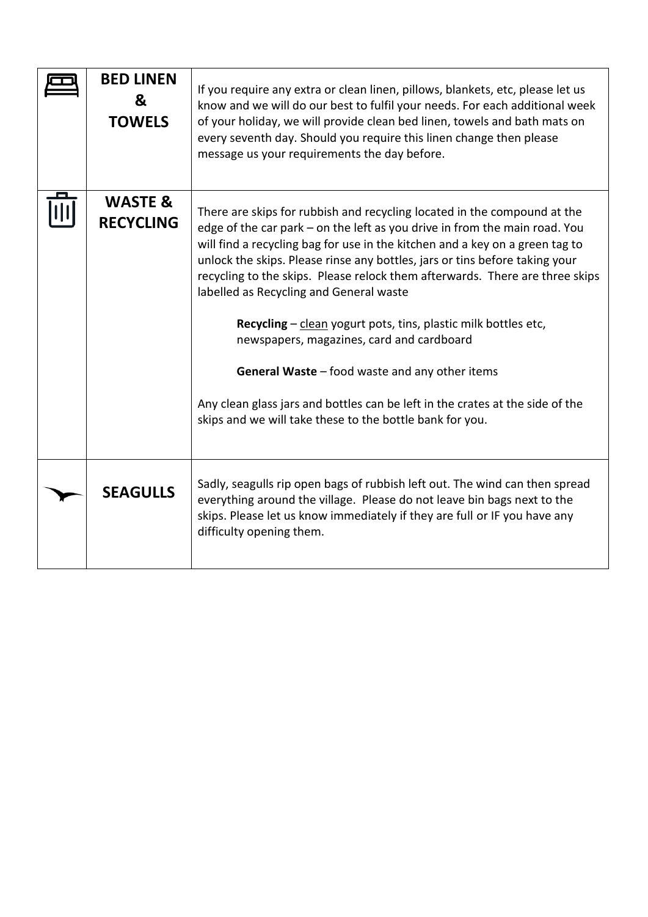| | | |
|---|---|---|
| | **BED LINEN & TOWELS** | If you require any extra or clean linen, pillows, blankets, etc, please let us know and we will do our best to fulfil your needs. For each additional week of your holiday, we will provide clean bed linen, towels and bath mats on every seventh day. Should you require this linen change then please message us your requirements the day before. |
| | **WASTE & RECYCLING** | There are skips for rubbish and recycling located in the compound at the edge of the car park – on the left as you drive in from the main road. You will find a recycling bag for use in the kitchen and a key on a green tag to unlock the skips. Please rinse any bottles, jars or tins before taking your recycling to the skips. Please relock them afterwards. There are three skips labelled as Recycling and General waste<br><br>**Recycling** – <u>clean</u> yogurt pots, tins, plastic milk bottles etc, newspapers, magazines, card and cardboard<br><br>**General Waste** – food waste and any other items<br><br>Any clean glass jars and bottles can be left in the crates at the side of the skips and we will take these to the bottle bank for you. |
| | **SEAGULLS** | Sadly, seagulls rip open bags of rubbish left out. The wind can then spread everything around the village. Please do not leave bin bags next to the skips. Please let us know immediately if they are full or IF you have any difficulty opening them. |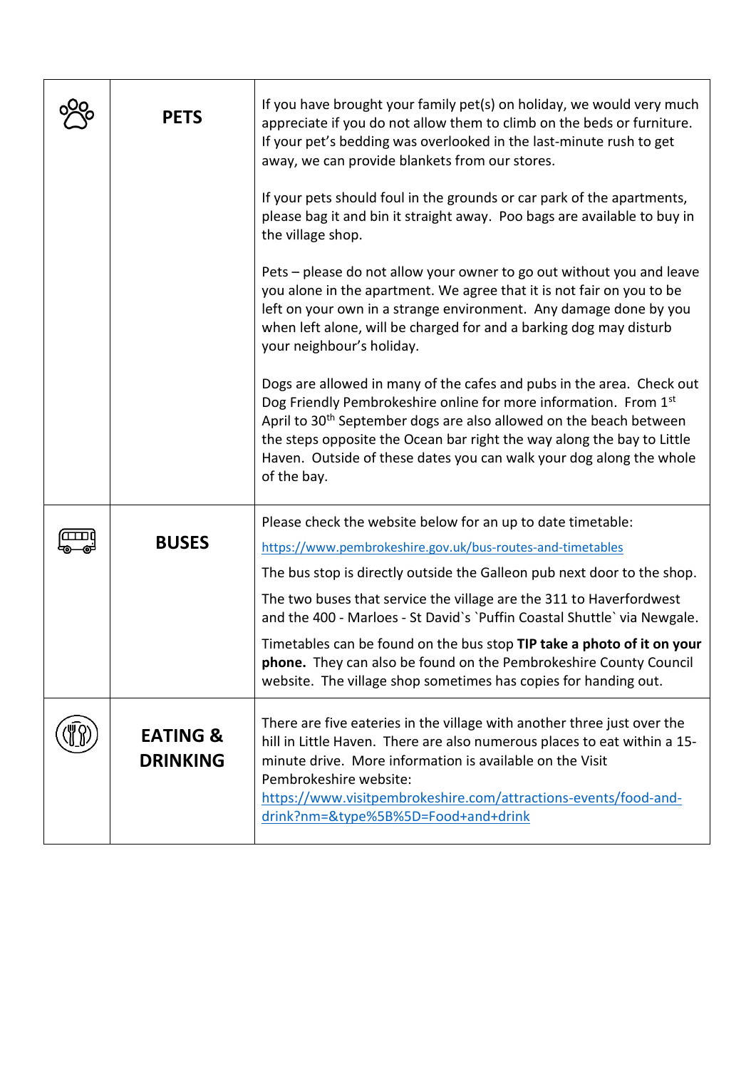| | | |
|---|---|---|
| | **PETS** | If you have brought your family pet(s) on holiday, we would very much appreciate if you do not allow them to climb on the beds or furniture. If your pet's bedding was overlooked in the last-minute rush to get away, we can provide blankets from our stores.<br><br>If your pets should foul in the grounds or car park of the apartments, please bag it and bin it straight away. Poo bags are available to buy in the village shop.<br><br>Pets – please do not allow your owner to go out without you and leave you alone in the apartment. We agree that it is not fair on you to be left on your own in a strange environment. Any damage done by you when left alone, will be charged for and a barking dog may disturb your neighbour's holiday.<br><br>Dogs are allowed in many of the cafes and pubs in the area. Check out Dog Friendly Pembrokeshire online for more information. From 1st April to 30th September dogs are also allowed on the beach between the steps opposite the Ocean bar right the way along the bay to Little Haven. Outside of these dates you can walk your dog along the whole of the bay. |
| | **BUSES** | Please check the website below for an up to date timetable:<br>https://www.pembrokeshire.gov.uk/bus-routes-and-timetables<br>The bus stop is directly outside the Galleon pub next door to the shop.<br>The two buses that service the village are the 311 to Haverfordwest and the 400 - Marloes - St David`s `Puffin Coastal Shuttle` via Newgale.<br>Timetables can be found on the bus stop **TIP take a photo of it on your phone.** They can also be found on the Pembrokeshire County Council website. The village shop sometimes has copies for handing out. |
| | **EATING & DRINKING** | There are five eateries in the village with another three just over the hill in Little Haven. There are also numerous places to eat within a 15-minute drive. More information is available on the Visit Pembrokeshire website:<br>https://www.visitpembrokeshire.com/attractions-events/food-and-drink?nm=&type%5B%5D=Food+and+drink |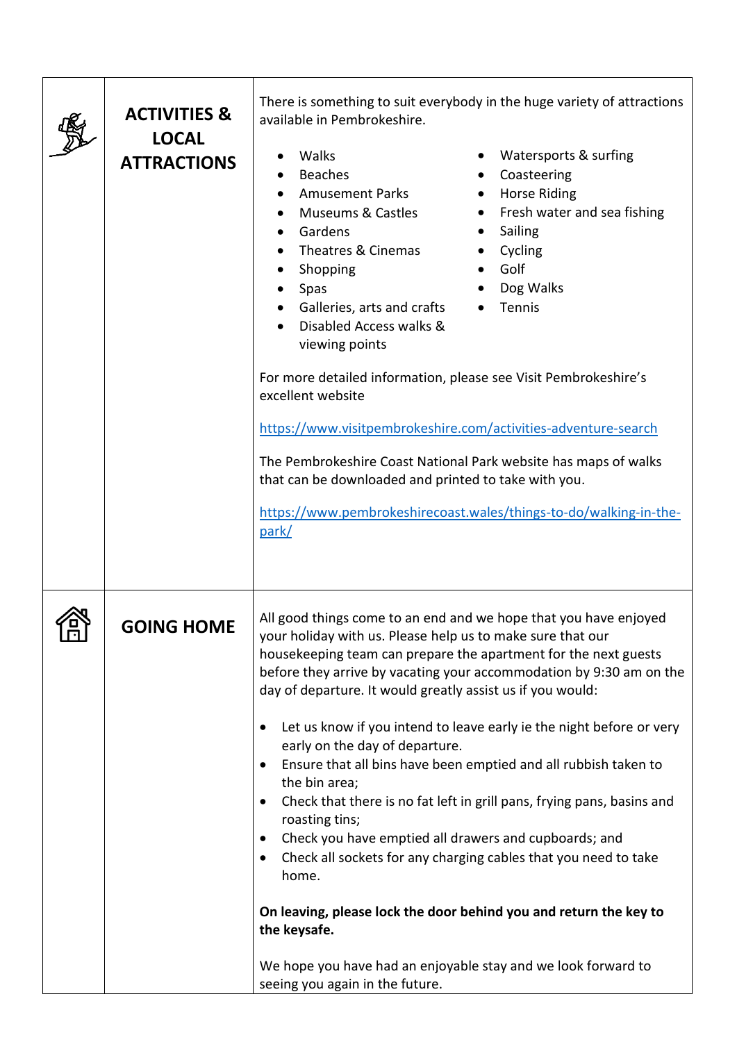## ACTIVITIES & LOCAL ATTRACTIONS

There is something to suit everybody in the huge variety of attractions available in Pembrokeshire.

- Walks
- Beaches
- Amusement Parks
- Museums & Castles
- Gardens
- Theatres & Cinemas
- Shopping
- Spas
- Galleries, arts and crafts
- Disabled Access walks & viewing points
- Watersports & surfing
- Coasteering
- Horse Riding
- Fresh water and sea fishing
- Sailing
- Cycling
- Golf
- Dog Walks
- Tennis

For more detailed information, please see Visit Pembrokeshire's excellent website

https://www.visitpembrokeshire.com/activities-adventure-search

The Pembrokeshire Coast National Park website has maps of walks that can be downloaded and printed to take with you.

https://www.pembrokeshirecoast.wales/things-to-do/walking-in-the-park/

## GOING HOME

All good things come to an end and we hope that you have enjoyed your holiday with us. Please help us to make sure that our housekeeping team can prepare the apartment for the next guests before they arrive by vacating your accommodation by 9:30 am on the day of departure. It would greatly assist us if you would:

- Let us know if you intend to leave early ie the night before or very early on the day of departure.
- Ensure that all bins have been emptied and all rubbish taken to the bin area;
- Check that there is no fat left in grill pans, frying pans, basins and roasting tins;
- Check you have emptied all drawers and cupboards; and
- Check all sockets for any charging cables that you need to take home.

**On leaving, please lock the door behind you and return the key to the keysafe.**

We hope you have had an enjoyable stay and we look forward to seeing you again in the future.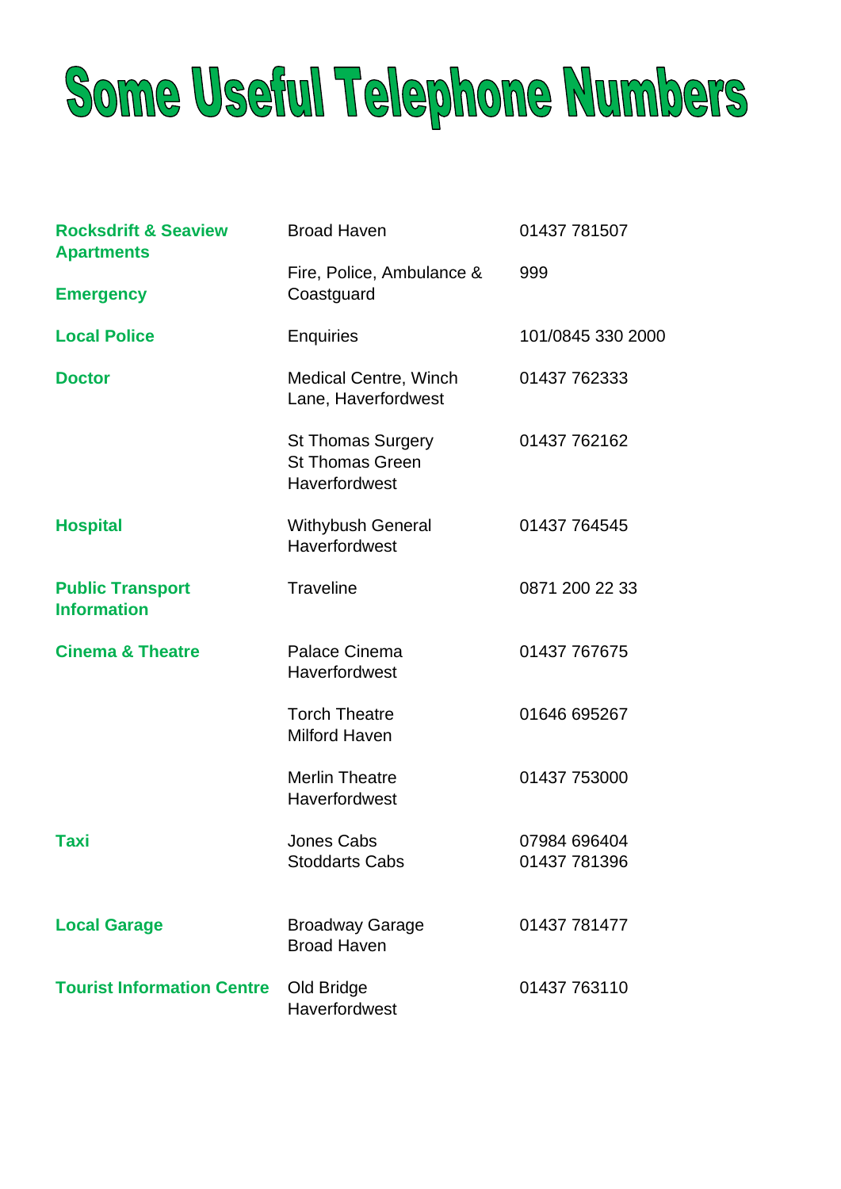# Some Useful Telephone Numbers

| | | |
|---|---|---|
| **Rocksdrift & Seaview Apartments** | Broad Haven | 01437 781507 |
| **Emergency** | Fire, Police, Ambulance & Coastguard | 999 |
| **Local Police** | Enquiries | 101/0845 330 2000 |
| **Doctor** | Medical Centre, Winch Lane, Haverfordwest | 01437 762333 |
| | St Thomas Surgery St Thomas Green Haverfordwest | 01437 762162 |
| **Hospital** | Withybush General Haverfordwest | 01437 764545 |
| **Public Transport Information** | Traveline | 0871 200 22 33 |
| **Cinema & Theatre** | Palace Cinema Haverfordwest | 01437 767675 |
| | Torch Theatre Milford Haven | 01646 695267 |
| | Merlin Theatre Haverfordwest | 01437 753000 |
| **Taxi** | Jones Cabs | 07984 696404 |
| | Stoddarts Cabs | 01437 781396 |
| **Local Garage** | Broadway Garage Broad Haven | 01437 781477 |
| **Tourist Information Centre** | Old Bridge Haverfordwest | 01437 763110 |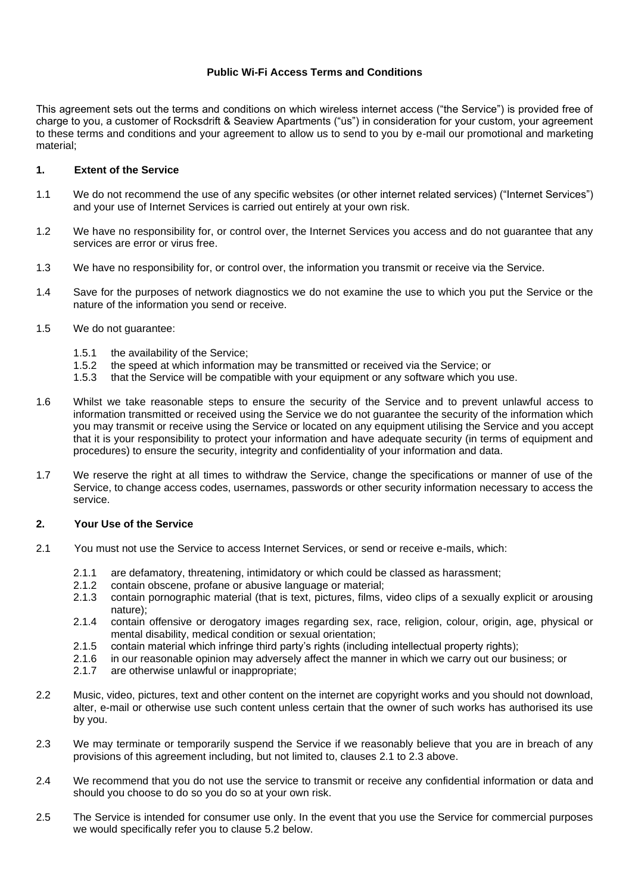**Public Wi-Fi Access Terms and Conditions**

This agreement sets out the terms and conditions on which wireless internet access ("the Service") is provided free of charge to you, a customer of Rocksdrift & Seaview Apartments ("us") in consideration for your custom, your agreement to these terms and conditions and your agreement to allow us to send to you by e-mail our promotional and marketing material;

## 1. Extent of the Service

1.1 We do not recommend the use of any specific websites (or other internet related services) ("Internet Services") and your use of Internet Services is carried out entirely at your own risk.

1.2 We have no responsibility for, or control over, the Internet Services you access and do not guarantee that any services are error or virus free.

1.3 We have no responsibility for, or control over, the information you transmit or receive via the Service.

1.4 Save for the purposes of network diagnostics we do not examine the use to which you put the Service or the nature of the information you send or receive.

1.5 We do not guarantee:

- 1.5.1 the availability of the Service;
- 1.5.2 the speed at which information may be transmitted or received via the Service; or
- 1.5.3 that the Service will be compatible with your equipment or any software which you use.

1.6 Whilst we take reasonable steps to ensure the security of the Service and to prevent unlawful access to information transmitted or received using the Service we do not guarantee the security of the information which you may transmit or receive using the Service or located on any equipment utilising the Service and you accept that it is your responsibility to protect your information and have adequate security (in terms of equipment and procedures) to ensure the security, integrity and confidentiality of your information and data.

1.7 We reserve the right at all times to withdraw the Service, change the specifications or manner of use of the Service, to change access codes, usernames, passwords or other security information necessary to access the service.

## 2. Your Use of the Service

2.1 You must not use the Service to access Internet Services, or send or receive e-mails, which:

- 2.1.1 are defamatory, threatening, intimidatory or which could be classed as harassment;
- 2.1.2 contain obscene, profane or abusive language or material;
- 2.1.3 contain pornographic material (that is text, pictures, films, video clips of a sexually explicit or arousing nature);
- 2.1.4 contain offensive or derogatory images regarding sex, race, religion, colour, origin, age, physical or mental disability, medical condition or sexual orientation;
- 2.1.5 contain material which infringe third party's rights (including intellectual property rights);
- 2.1.6 in our reasonable opinion may adversely affect the manner in which we carry out our business; or
- 2.1.7 are otherwise unlawful or inappropriate;

2.2 Music, video, pictures, text and other content on the internet are copyright works and you should not download, alter, e-mail or otherwise use such content unless certain that the owner of such works has authorised its use by you.

2.3 We may terminate or temporarily suspend the Service if we reasonably believe that you are in breach of any provisions of this agreement including, but not limited to, clauses 2.1 to 2.3 above.

2.4 We recommend that you do not use the service to transmit or receive any confidential information or data and should you choose to do so you do so at your own risk.

2.5 The Service is intended for consumer use only. In the event that you use the Service for commercial purposes we would specifically refer you to clause 5.2 below.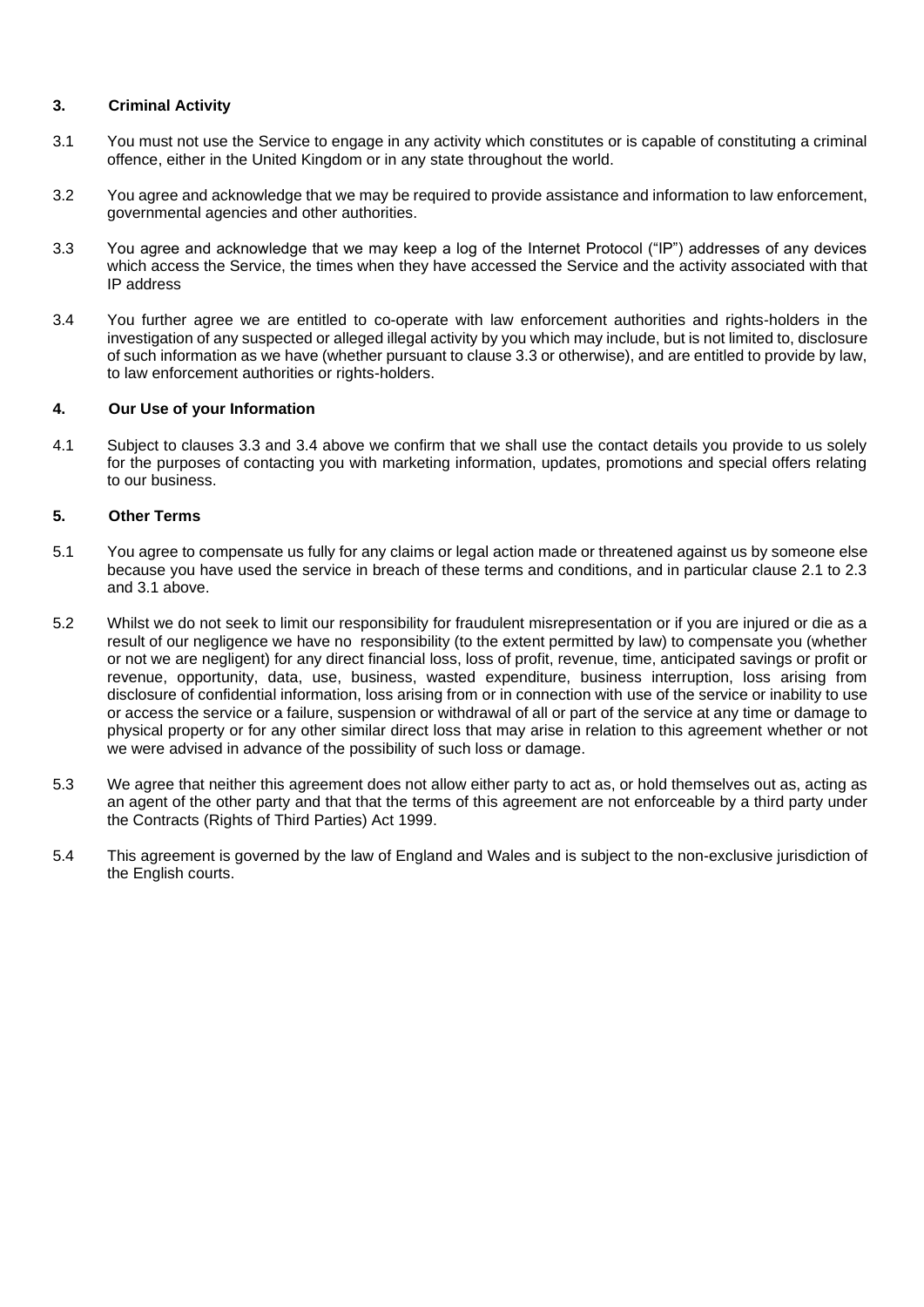## 3. Criminal Activity

3.1 You must not use the Service to engage in any activity which constitutes or is capable of constituting a criminal offence, either in the United Kingdom or in any state throughout the world.

3.2 You agree and acknowledge that we may be required to provide assistance and information to law enforcement, governmental agencies and other authorities.

3.3 You agree and acknowledge that we may keep a log of the Internet Protocol ("IP") addresses of any devices which access the Service, the times when they have accessed the Service and the activity associated with that IP address

3.4 You further agree we are entitled to co-operate with law enforcement authorities and rights-holders in the investigation of any suspected or alleged illegal activity by you which may include, but is not limited to, disclosure of such information as we have (whether pursuant to clause 3.3 or otherwise), and are entitled to provide by law, to law enforcement authorities or rights-holders.

## 4. Our Use of your Information

4.1 Subject to clauses 3.3 and 3.4 above we confirm that we shall use the contact details you provide to us solely for the purposes of contacting you with marketing information, updates, promotions and special offers relating to our business.

## 5. Other Terms

5.1 You agree to compensate us fully for any claims or legal action made or threatened against us by someone else because you have used the service in breach of these terms and conditions, and in particular clause 2.1 to 2.3 and 3.1 above.

5.2 Whilst we do not seek to limit our responsibility for fraudulent misrepresentation or if you are injured or die as a result of our negligence we have no responsibility (to the extent permitted by law) to compensate you (whether or not we are negligent) for any direct financial loss, loss of profit, revenue, time, anticipated savings or profit or revenue, opportunity, data, use, business, wasted expenditure, business interruption, loss arising from disclosure of confidential information, loss arising from or in connection with use of the service or inability to use or access the service or a failure, suspension or withdrawal of all or part of the service at any time or damage to physical property or for any other similar direct loss that may arise in relation to this agreement whether or not we were advised in advance of the possibility of such loss or damage.

5.3 We agree that neither this agreement does not allow either party to act as, or hold themselves out as, acting as an agent of the other party and that that the terms of this agreement are not enforceable by a third party under the Contracts (Rights of Third Parties) Act 1999.

5.4 This agreement is governed by the law of England and Wales and is subject to the non-exclusive jurisdiction of the English courts.